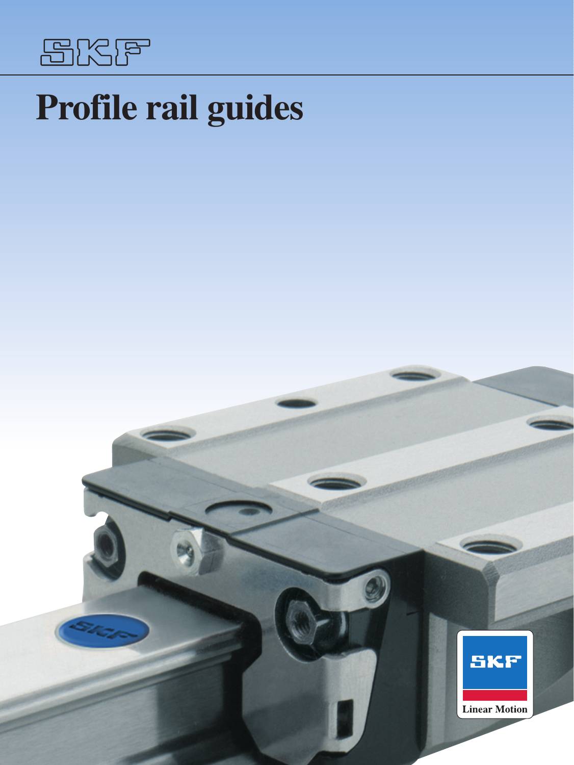SKF

# Profile rail guides

SKF

Linear Motion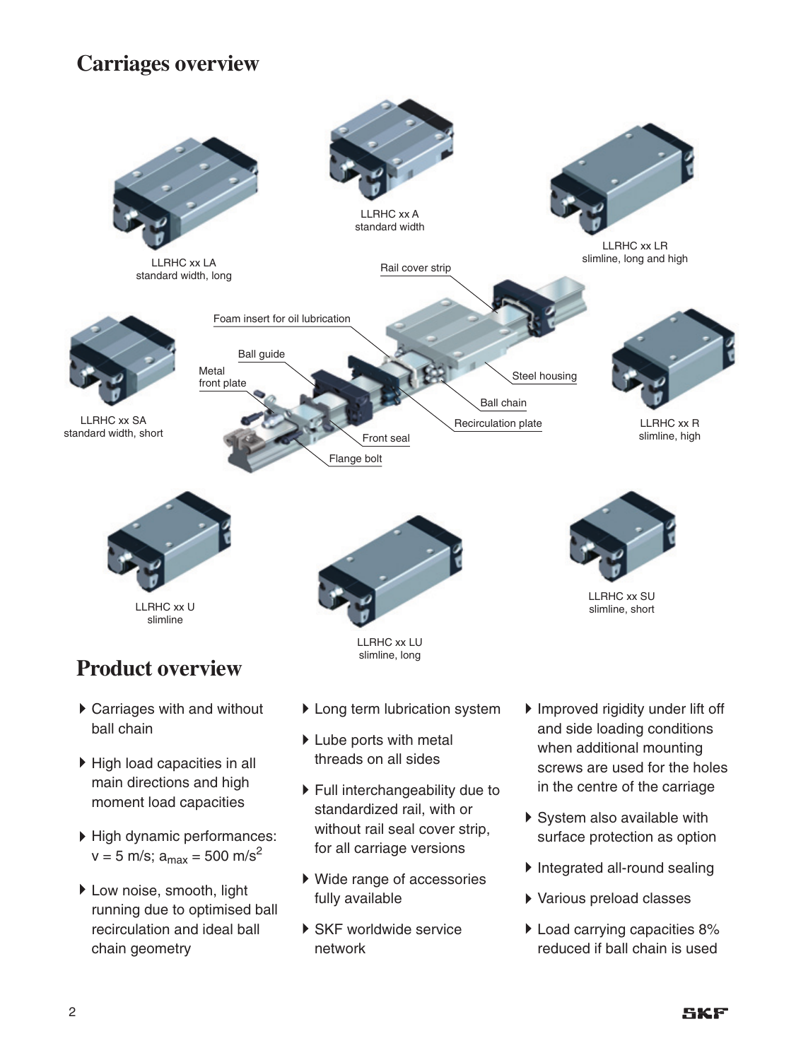# Carriages overview

LLRHC xx LA
standard width, long

LLRHC xx A
standard width

LLRHC xx LR
slimline, long and high

Rail cover strip

Foam insert for oil lubrication

Ball guide

Metal front plate

Steel housing

Ball chain

Recirculation plate

Front seal

Flange bolt

LLRHC xx SA
standard width, short

LLRHC xx R
slimline, high

LLRHC xx U
slimline

LLRHC xx LU
slimline, long

LLRHC xx SU
slimline, short

# Product overview

- Carriages with and without ball chain
- High load capacities in all main directions and high moment load capacities
- High dynamic performances: v = 5 m/s; $a_{max}$ = 500 m/s$^2$
- Low noise, smooth, light running due to optimised ball recirculation and ideal ball chain geometry
- Long term lubrication system
- Lube ports with metal threads on all sides
- Full interchangeability due to standardized rail, with or without rail seal cover strip, for all carriage versions
- Wide range of accessories fully available
- SKF worldwide service network
- Improved rigidity under lift off and side loading conditions when additional mounting screws are used for the holes in the centre of the carriage
- System also available with surface protection as option
- Integrated all-round sealing
- Various preload classes
- Load carrying capacities 8% reduced if ball chain is used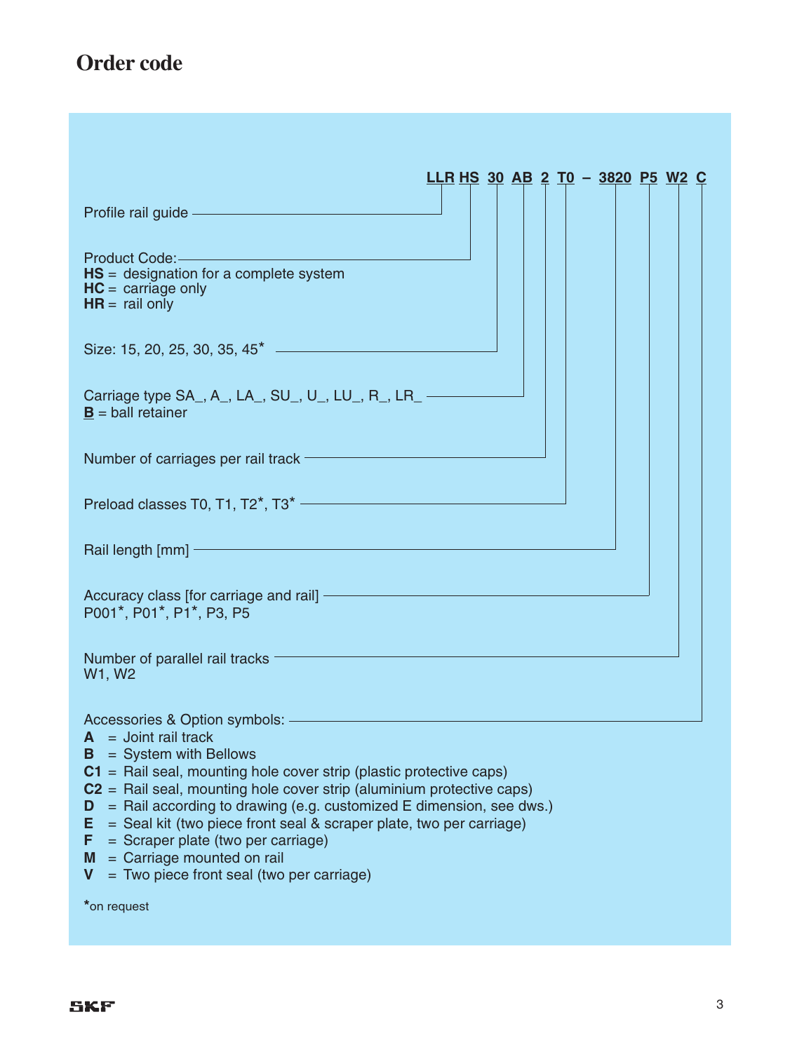# Order code

**LLR HS 30 AB 2 T0 – 3820 P5 W2 C**

- **LLR** – Profile rail guide
- **HS** – Product Code:
  - **HS** = designation for a complete system
  - **HC** = carriage only
  - **HR** = rail only
- **30** – Size: 15, 20, 25, 30, 35, 45*
- **AB** – Carriage type SA_, A_, LA_, SU_, U_, LU_, R_, LR_
  - **B** = ball retainer
- **2** – Number of carriages per rail track
- **T0** – Preload classes T0, T1, T2*, T3*
- **3820** – Rail length [mm]
- **P5** – Accuracy class [for carriage and rail] P001*, P01*, P1*, P3, P5
- **W2** – Number of parallel rail tracks W1, W2
- **C** – Accessories & Option symbols:
  - **A** = Joint rail track
  - **B** = System with Bellows
  - **C1** = Rail seal, mounting hole cover strip (plastic protective caps)
  - **C2** = Rail seal, mounting hole cover strip (aluminium protective caps)
  - **D** = Rail according to drawing (e.g. customized E dimension, see dws.)
  - **E** = Seal kit (two piece front seal & scraper plate, two per carriage)
  - **F** = Scraper plate (two per carriage)
  - **M** = Carriage mounted on rail
  - **V** = Two piece front seal (two per carriage)

*on request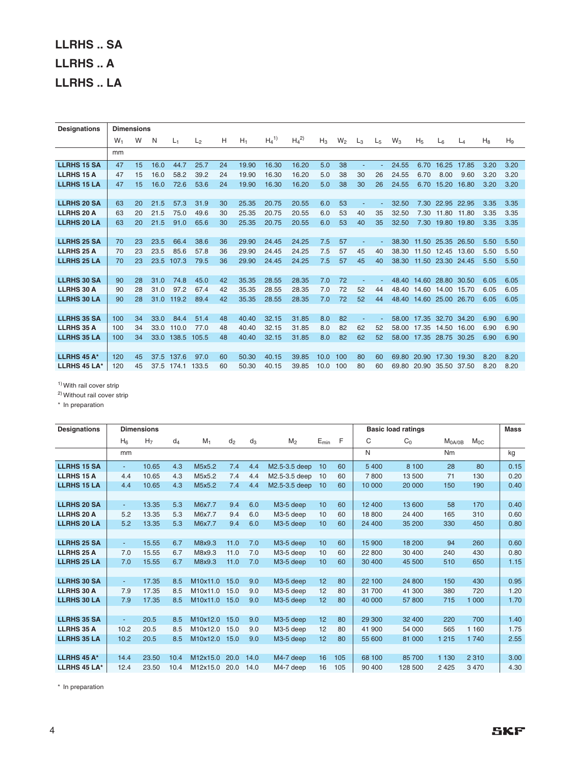# LLRHS .. SA

# LLRHS .. A

# LLRHS .. LA

| Designations | Dimensions | | | | | | | | | | | | | | | | | | |
|---|---|---|---|---|---|---|---|---|---|---|---|---|---|---|---|---|---|---|---|
| | $W_1$ | W | N | $L_1$ | $L_2$ | H | $H_1$ | $H_4$[1] | $H_4$[2] | $H_3$ | $W_2$ | $L_3$ | $L_5$ | $W_3$ | $H_5$ | $L_6$ | $L_4$ | $H_8$ | $H_9$ |
| | mm | | | | | | | | | | | | | | | | | | |
| LLRHS 15 SA | 47 | 15 | 16.0 | 44.7 | 25.7 | 24 | 19.90 | 16.30 | 16.20 | 5.0 | 38 | - | - | 24.55 | 6.70 | 16.25 | 17.85 | 3.20 | 3.20 |
| LLRHS 15 A | 47 | 15 | 16.0 | 58.2 | 39.2 | 24 | 19.90 | 16.30 | 16.20 | 5.0 | 38 | 30 | 26 | 24.55 | 6.70 | 8.00 | 9.60 | 3.20 | 3.20 |
| LLRHS 15 LA | 47 | 15 | 16.0 | 72.6 | 53.6 | 24 | 19.90 | 16.30 | 16.20 | 5.0 | 38 | 30 | 26 | 24.55 | 6.70 | 15.20 | 16.80 | 3.20 | 3.20 |
| LLRHS 20 SA | 63 | 20 | 21.5 | 57.3 | 31.9 | 30 | 25.35 | 20.75 | 20.55 | 6.0 | 53 | - | - | 32.50 | 7.30 | 22.95 | 22.95 | 3.35 | 3.35 |
| LLRHS 20 A | 63 | 20 | 21.5 | 75.0 | 49.6 | 30 | 25.35 | 20.75 | 20.55 | 6.0 | 53 | 40 | 35 | 32.50 | 7.30 | 11.80 | 11.80 | 3.35 | 3.35 |
| LLRHS 20 LA | 63 | 20 | 21.5 | 91.0 | 65.6 | 30 | 25.35 | 20.75 | 20.55 | 6.0 | 53 | 40 | 35 | 32.50 | 7.30 | 19.80 | 19.80 | 3.35 | 3.35 |
| LLRHS 25 SA | 70 | 23 | 23.5 | 66.4 | 38.6 | 36 | 29.90 | 24.45 | 24.25 | 7.5 | 57 | - | - | 38.30 | 11.50 | 25.35 | 26.50 | 5.50 | 5.50 |
| LLRHS 25 A | 70 | 23 | 23.5 | 85.6 | 57.8 | 36 | 29.90 | 24.45 | 24.25 | 7.5 | 57 | 45 | 40 | 38.30 | 11.50 | 12.45 | 13.60 | 5.50 | 5.50 |
| LLRHS 25 LA | 70 | 23 | 23.5 | 107.3 | 79.5 | 36 | 29.90 | 24.45 | 24.25 | 7.5 | 57 | 45 | 40 | 38.30 | 11.50 | 23.30 | 24.45 | 5.50 | 5.50 |
| LLRHS 30 SA | 90 | 28 | 31.0 | 74.8 | 45.0 | 42 | 35.35 | 28.55 | 28.35 | 7.0 | 72 | - | - | 48.40 | 14.60 | 28.80 | 30.50 | 6.05 | 6.05 |
| LLRHS 30 A | 90 | 28 | 31.0 | 97.2 | 67.4 | 42 | 35.35 | 28.55 | 28.35 | 7.0 | 72 | 52 | 44 | 48.40 | 14.60 | 14.00 | 15.70 | 6.05 | 6.05 |
| LLRHS 30 LA | 90 | 28 | 31.0 | 119.2 | 89.4 | 42 | 35.35 | 28.55 | 28.35 | 7.0 | 72 | 52 | 44 | 48.40 | 14.60 | 25.00 | 26.70 | 6.05 | 6.05 |
| LLRHS 35 SA | 100 | 34 | 33.0 | 84.4 | 51.4 | 48 | 40.40 | 32.15 | 31.85 | 8.0 | 82 | - | - | 58.00 | 17.35 | 32.70 | 34.20 | 6.90 | 6.90 |
| LLRHS 35 A | 100 | 34 | 33.0 | 110.0 | 77.0 | 48 | 40.40 | 32.15 | 31.85 | 8.0 | 82 | 62 | 52 | 58.00 | 17.35 | 14.50 | 16.00 | 6.90 | 6.90 |
| LLRHS 35 LA | 100 | 34 | 33.0 | 138.5 | 105.5 | 48 | 40.40 | 32.15 | 31.85 | 8.0 | 82 | 62 | 52 | 58.00 | 17.35 | 28.75 | 30.25 | 6.90 | 6.90 |
| LLRHS 45 A* | 120 | 45 | 37.5 | 137.6 | 97.0 | 60 | 50.30 | 40.15 | 39.85 | 10.0 | 100 | 80 | 60 | 69.80 | 20.90 | 17.30 | 19.30 | 8.20 | 8.20 |
| LLRHS 45 LA* | 120 | 45 | 37.5 | 174.1 | 133.5 | 60 | 50.30 | 40.15 | 39.85 | 10.0 | 100 | 80 | 60 | 69.80 | 20.90 | 35.50 | 37.50 | 8.20 | 8.20 |

[1] With rail cover strip
[2] Without rail cover strip
* In preparation

| Designations | Dimensions | | | | | | | | | Basic load ratings | | | | Mass |
|---|---|---|---|---|---|---|---|---|---|---|---|---|---|---|
| | $H_6$ | $H_7$ | $d_4$ | $M_1$ | $d_2$ | $d_3$ | $M_2$ | $E_{min}$ | F | C | $C_0$ | $M_{0A/0B}$ | $M_{0C}$ | |
| | mm | | | | | | | | | N | | Nm | | kg |
| LLRHS 15 SA | - | 10.65 | 4.3 | M5x5.2 | 7.4 | 4.4 | M2.5-3.5 deep | 10 | 60 | 5 400 | 8 100 | 28 | 80 | 0.15 |
| LLRHS 15 A | 4.4 | 10.65 | 4.3 | M5x5.2 | 7.4 | 4.4 | M2.5-3.5 deep | 10 | 60 | 7 800 | 13 500 | 71 | 130 | 0.20 |
| LLRHS 15 LA | 4.4 | 10.65 | 4.3 | M5x5.2 | 7.4 | 4.4 | M2.5-3.5 deep | 10 | 60 | 10 000 | 20 000 | 150 | 190 | 0.40 |
| LLRHS 20 SA | - | 13.35 | 5.3 | M6x7.7 | 9.4 | 6.0 | M3-5 deep | 10 | 60 | 12 400 | 13 600 | 58 | 170 | 0.40 |
| LLRHS 20 A | 5.2 | 13.35 | 5.3 | M6x7.7 | 9.4 | 6.0 | M3-5 deep | 10 | 60 | 18 800 | 24 400 | 165 | 310 | 0.60 |
| LLRHS 20 LA | 5.2 | 13.35 | 5.3 | M6x7.7 | 9.4 | 6.0 | M3-5 deep | 10 | 60 | 24 400 | 35 200 | 330 | 450 | 0.80 |
| LLRHS 25 SA | - | 15.55 | 6.7 | M8x9.3 | 11.0 | 7.0 | M3-5 deep | 10 | 60 | 15 900 | 18 200 | 94 | 260 | 0.60 |
| LLRHS 25 A | 7.0 | 15.55 | 6.7 | M8x9.3 | 11.0 | 7.0 | M3-5 deep | 10 | 60 | 22 800 | 30 400 | 240 | 430 | 0.80 |
| LLRHS 25 LA | 7.0 | 15.55 | 6.7 | M8x9.3 | 11.0 | 7.0 | M3-5 deep | 10 | 60 | 30 400 | 45 500 | 510 | 650 | 1.15 |
| LLRHS 30 SA | - | 17.35 | 8.5 | M10x11.0 | 15.0 | 9.0 | M3-5 deep | 12 | 80 | 22 100 | 24 800 | 150 | 430 | 0.95 |
| LLRHS 30 A | 7.9 | 17.35 | 8.5 | M10x11.0 | 15.0 | 9.0 | M3-5 deep | 12 | 80 | 31 700 | 41 300 | 380 | 720 | 1.20 |
| LLRHS 30 LA | 7.9 | 17.35 | 8.5 | M10x11.0 | 15.0 | 9.0 | M3-5 deep | 12 | 80 | 40 000 | 57 800 | 715 | 1 000 | 1.70 |
| LLRHS 35 SA | - | 20.5 | 8.5 | M10x12.0 | 15.0 | 9.0 | M3-5 deep | 12 | 80 | 29 300 | 32 400 | 220 | 700 | 1.40 |
| LLRHS 35 A | 10.2 | 20.5 | 8.5 | M10x12.0 | 15.0 | 9.0 | M3-5 deep | 12 | 80 | 41 900 | 54 000 | 565 | 1 160 | 1.75 |
| LLRHS 35 LA | 10.2 | 20.5 | 8.5 | M10x12.0 | 15.0 | 9.0 | M3-5 deep | 12 | 80 | 55 600 | 81 000 | 1 215 | 1 740 | 2.55 |
| LLRHS 45 A* | 14.4 | 23.50 | 10.4 | M12x15.0 | 20.0 | 14.0 | M4-7 deep | 16 | 105 | 68 100 | 85 700 | 1 130 | 2 310 | 3.00 |
| LLRHS 45 LA* | 12.4 | 23.50 | 10.4 | M12x15.0 | 20.0 | 14.0 | M4-7 deep | 16 | 105 | 90 400 | 128 500 | 2 425 | 3 470 | 4.30 |

* In preparation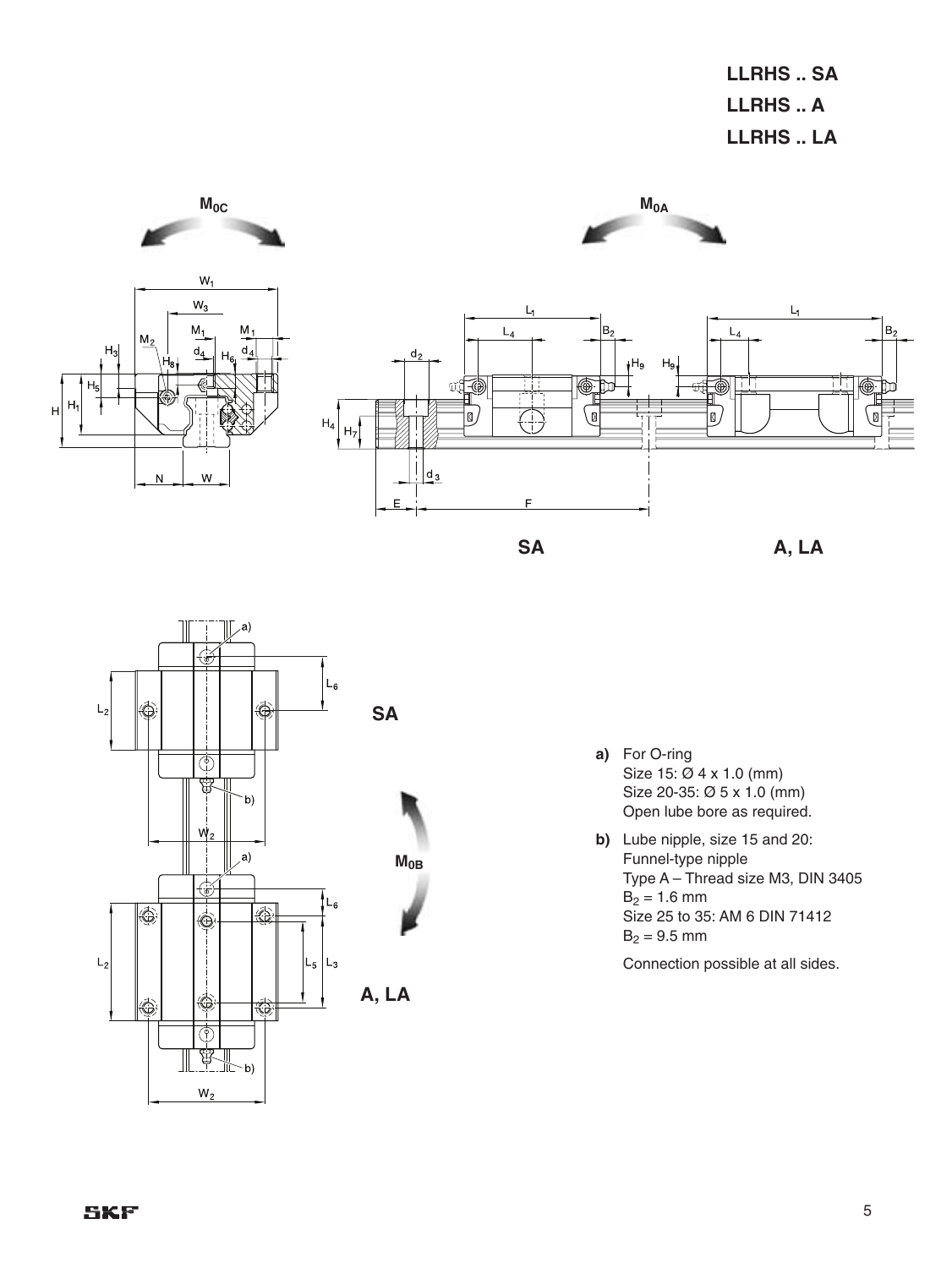**LLRHS .. SA**
**LLRHS .. A**
**LLRHS .. LA**

**SA**

**A, LA**

**a)** For O-ring
Size 15: Ø 4 x 1.0 (mm)
Size 20-35: Ø 5 x 1.0 (mm)
Open lube bore as required.

**b)** Lube nipple, size 15 and 20:
Funnel-type nipple
Type A – Thread size M3, DIN 3405
$B_2$ = 1.6 mm
Size 25 to 35: AM 6 DIN 71412
$B_2$ = 9.5 mm

Connection possible at all sides.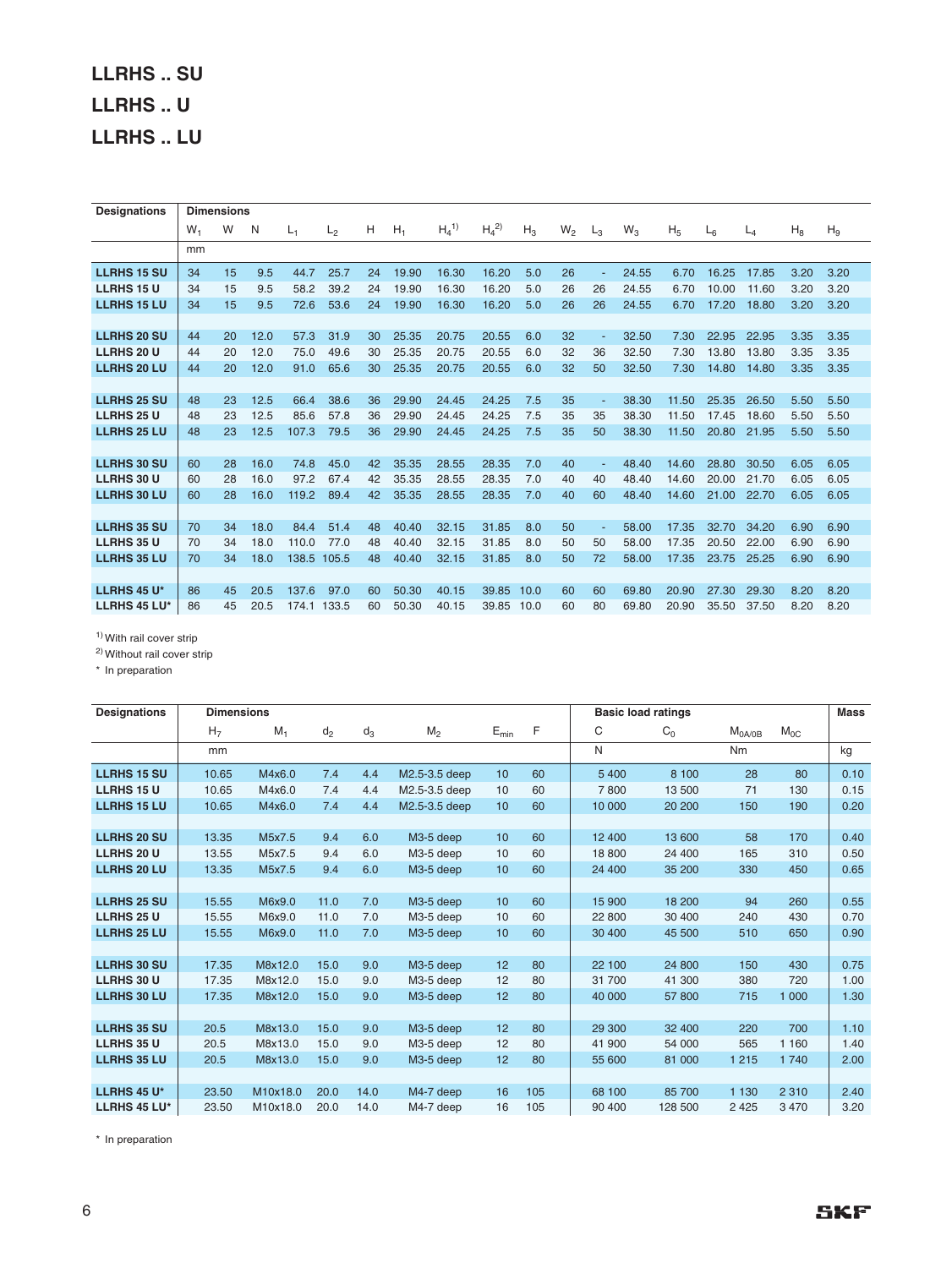# LLRHS .. SU

# LLRHS .. U

# LLRHS .. LU

| Designations | Dimensions | | | | | | | | | | | | | | | | | | |
|---|---|---|---|---|---|---|---|---|---|---|---|---|---|---|---|---|---|---|---|
| | $W_1$ | W | N | $L_1$ | $L_2$ | H | $H_1$ | $H_4$ [1] | $H_4$ [2] | $H_3$ | $W_2$ | $L_3$ | $W_3$ | $H_5$ | $L_6$ | $L_4$ | $H_8$ | $H_9$ |
| | mm | | | | | | | | | | | | | | | | | |
| **LLRHS 15 SU** | 34 | 15 | 9.5 | 44.7 | 25.7 | 24 | 19.90 | 16.30 | 16.20 | 5.0 | 26 | - | 24.55 | 6.70 | 16.25 | 17.85 | 3.20 | 3.20 |
| **LLRHS 15 U** | 34 | 15 | 9.5 | 58.2 | 39.2 | 24 | 19.90 | 16.30 | 16.20 | 5.0 | 26 | 26 | 24.55 | 6.70 | 10.00 | 11.60 | 3.20 | 3.20 |
| **LLRHS 15 LU** | 34 | 15 | 9.5 | 72.6 | 53.6 | 24 | 19.90 | 16.30 | 16.20 | 5.0 | 26 | 26 | 24.55 | 6.70 | 17.20 | 18.80 | 3.20 | 3.20 |
| **LLRHS 20 SU** | 44 | 20 | 12.0 | 57.3 | 31.9 | 30 | 25.35 | 20.75 | 20.55 | 6.0 | 32 | - | 32.50 | 7.30 | 22.95 | 22.95 | 3.35 | 3.35 |
| **LLRHS 20 U** | 44 | 20 | 12.0 | 75.0 | 49.6 | 30 | 25.35 | 20.75 | 20.55 | 6.0 | 32 | 36 | 32.50 | 7.30 | 13.80 | 13.80 | 3.35 | 3.35 |
| **LLRHS 20 LU** | 44 | 20 | 12.0 | 91.0 | 65.6 | 30 | 25.35 | 20.75 | 20.55 | 6.0 | 32 | 50 | 32.50 | 7.30 | 14.80 | 14.80 | 3.35 | 3.35 |
| **LLRHS 25 SU** | 48 | 23 | 12.5 | 66.4 | 38.6 | 36 | 29.90 | 24.45 | 24.25 | 7.5 | 35 | - | 38.30 | 11.50 | 25.35 | 26.50 | 5.50 | 5.50 |
| **LLRHS 25 U** | 48 | 23 | 12.5 | 85.6 | 57.8 | 36 | 29.90 | 24.45 | 24.25 | 7.5 | 35 | 35 | 38.30 | 11.50 | 17.45 | 18.60 | 5.50 | 5.50 |
| **LLRHS 25 LU** | 48 | 23 | 12.5 | 107.3 | 79.5 | 36 | 29.90 | 24.45 | 24.25 | 7.5 | 35 | 50 | 38.30 | 11.50 | 20.80 | 21.95 | 5.50 | 5.50 |
| **LLRHS 30 SU** | 60 | 28 | 16.0 | 74.8 | 45.0 | 42 | 35.35 | 28.55 | 28.35 | 7.0 | 40 | - | 48.40 | 14.60 | 28.80 | 30.50 | 6.05 | 6.05 |
| **LLRHS 30 U** | 60 | 28 | 16.0 | 97.2 | 67.4 | 42 | 35.35 | 28.55 | 28.35 | 7.0 | 40 | 40 | 48.40 | 14.60 | 20.00 | 21.70 | 6.05 | 6.05 |
| **LLRHS 30 LU** | 60 | 28 | 16.0 | 119.2 | 89.4 | 42 | 35.35 | 28.55 | 28.35 | 7.0 | 40 | 60 | 48.40 | 14.60 | 21.00 | 22.70 | 6.05 | 6.05 |
| **LLRHS 35 SU** | 70 | 34 | 18.0 | 84.4 | 51.4 | 48 | 40.40 | 32.15 | 31.85 | 8.0 | 50 | - | 58.00 | 17.35 | 32.70 | 34.20 | 6.90 | 6.90 |
| **LLRHS 35 U** | 70 | 34 | 18.0 | 110.0 | 77.0 | 48 | 40.40 | 32.15 | 31.85 | 8.0 | 50 | 50 | 58.00 | 17.35 | 20.50 | 22.00 | 6.90 | 6.90 |
| **LLRHS 35 LU** | 70 | 34 | 18.0 | 138.5 | 105.5 | 48 | 40.40 | 32.15 | 31.85 | 8.0 | 50 | 72 | 58.00 | 17.35 | 23.75 | 25.25 | 6.90 | 6.90 |
| **LLRHS 45 U*** | 86 | 45 | 20.5 | 137.6 | 97.0 | 60 | 50.30 | 40.15 | 39.85 | 10.0 | 60 | 60 | 69.80 | 20.90 | 27.30 | 29.30 | 8.20 | 8.20 |
| **LLRHS 45 LU*** | 86 | 45 | 20.5 | 174.1 | 133.5 | 60 | 50.30 | 40.15 | 39.85 | 10.0 | 60 | 80 | 69.80 | 20.90 | 35.50 | 37.50 | 8.20 | 8.20 |

[1] With rail cover strip
[2] Without rail cover strip
* In preparation

| Designations | Dimensions | | | | | | | Basic load ratings | | | | Mass |
|---|---|---|---|---|---|---|---|---|---|---|---|---|
| | $H_7$ | $M_1$ | $d_2$ | $d_3$ | $M_2$ | $E_{min}$ | F | C | $C_0$ | $M_{0A/0B}$ | $M_{0C}$ | |
| | mm | | | | | | | N | | Nm | | kg |
| **LLRHS 15 SU** | 10.65 | M4x6.0 | 7.4 | 4.4 | M2.5-3.5 deep | 10 | 60 | 5 400 | 8 100 | 28 | 80 | 0.10 |
| **LLRHS 15 U** | 10.65 | M4x6.0 | 7.4 | 4.4 | M2.5-3.5 deep | 10 | 60 | 7 800 | 13 500 | 71 | 130 | 0.15 |
| **LLRHS 15 LU** | 10.65 | M4x6.0 | 7.4 | 4.4 | M2.5-3.5 deep | 10 | 60 | 10 000 | 20 200 | 150 | 190 | 0.20 |
| **LLRHS 20 SU** | 13.35 | M5x7.5 | 9.4 | 6.0 | M3-5 deep | 10 | 60 | 12 400 | 13 600 | 58 | 170 | 0.40 |
| **LLRHS 20 U** | 13.55 | M5x7.5 | 9.4 | 6.0 | M3-5 deep | 10 | 60 | 18 800 | 24 400 | 165 | 310 | 0.50 |
| **LLRHS 20 LU** | 13.35 | M5x7.5 | 9.4 | 6.0 | M3-5 deep | 10 | 60 | 24 400 | 35 200 | 330 | 450 | 0.65 |
| **LLRHS 25 SU** | 15.55 | M6x9.0 | 11.0 | 7.0 | M3-5 deep | 10 | 60 | 15 900 | 18 200 | 94 | 260 | 0.55 |
| **LLRHS 25 U** | 15.55 | M6x9.0 | 11.0 | 7.0 | M3-5 deep | 10 | 60 | 22 800 | 30 400 | 240 | 430 | 0.70 |
| **LLRHS 25 LU** | 15.55 | M6x9.0 | 11.0 | 7.0 | M3-5 deep | 10 | 60 | 30 400 | 45 500 | 510 | 650 | 0.90 |
| **LLRHS 30 SU** | 17.35 | M8x12.0 | 15.0 | 9.0 | M3-5 deep | 12 | 80 | 22 100 | 24 800 | 150 | 430 | 0.75 |
| **LLRHS 30 U** | 17.35 | M8x12.0 | 15.0 | 9.0 | M3-5 deep | 12 | 80 | 31 700 | 41 300 | 380 | 720 | 1.00 |
| **LLRHS 30 LU** | 17.35 | M8x12.0 | 15.0 | 9.0 | M3-5 deep | 12 | 80 | 40 000 | 57 800 | 715 | 1 000 | 1.30 |
| **LLRHS 35 SU** | 20.5 | M8x13.0 | 15.0 | 9.0 | M3-5 deep | 12 | 80 | 29 300 | 32 400 | 220 | 700 | 1.10 |
| **LLRHS 35 U** | 20.5 | M8x13.0 | 15.0 | 9.0 | M3-5 deep | 12 | 80 | 41 900 | 54 000 | 565 | 1 160 | 1.40 |
| **LLRHS 35 LU** | 20.5 | M8x13.0 | 15.0 | 9.0 | M3-5 deep | 12 | 80 | 55 600 | 81 000 | 1 215 | 1 740 | 2.00 |
| **LLRHS 45 U*** | 23.50 | M10x18.0 | 20.0 | 14.0 | M4-7 deep | 16 | 105 | 68 100 | 85 700 | 1 130 | 2 310 | 2.40 |
| **LLRHS 45 LU*** | 23.50 | M10x18.0 | 20.0 | 14.0 | M4-7 deep | 16 | 105 | 90 400 | 128 500 | 2 425 | 3 470 | 3.20 |

* In preparation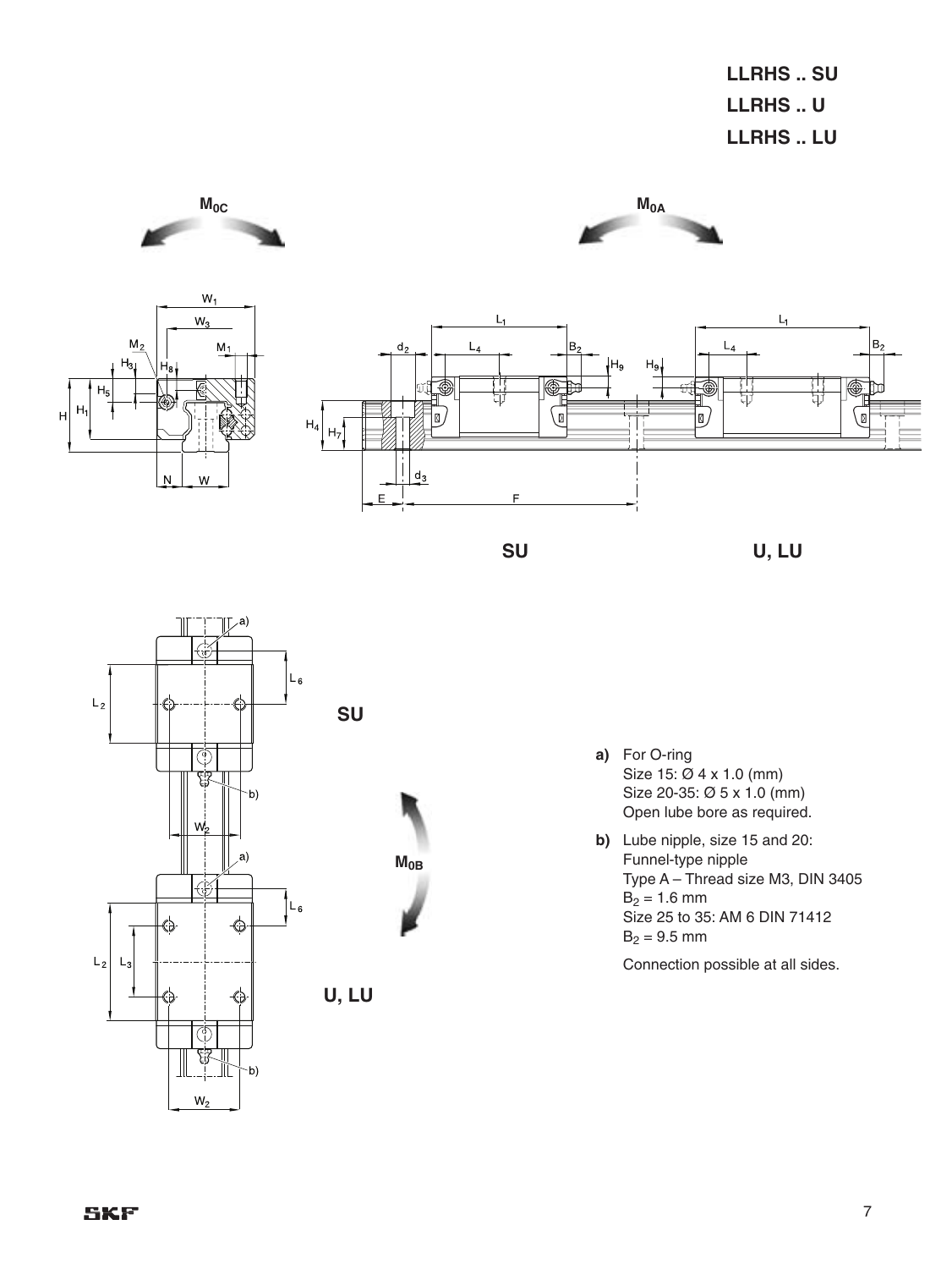**LLRHS .. SU**

**LLRHS .. U**

**LLRHS .. LU**

**a)** For O-ring
Size 15: Ø 4 x 1.0 (mm)
Size 20-35: Ø 5 x 1.0 (mm)
Open lube bore as required.

**b)** Lube nipple, size 15 and 20:
Funnel-type nipple
Type A – Thread size M3, DIN 3405
$B_2$ = 1.6 mm
Size 25 to 35: AM 6 DIN 71412
$B_2$ = 9.5 mm

Connection possible at all sides.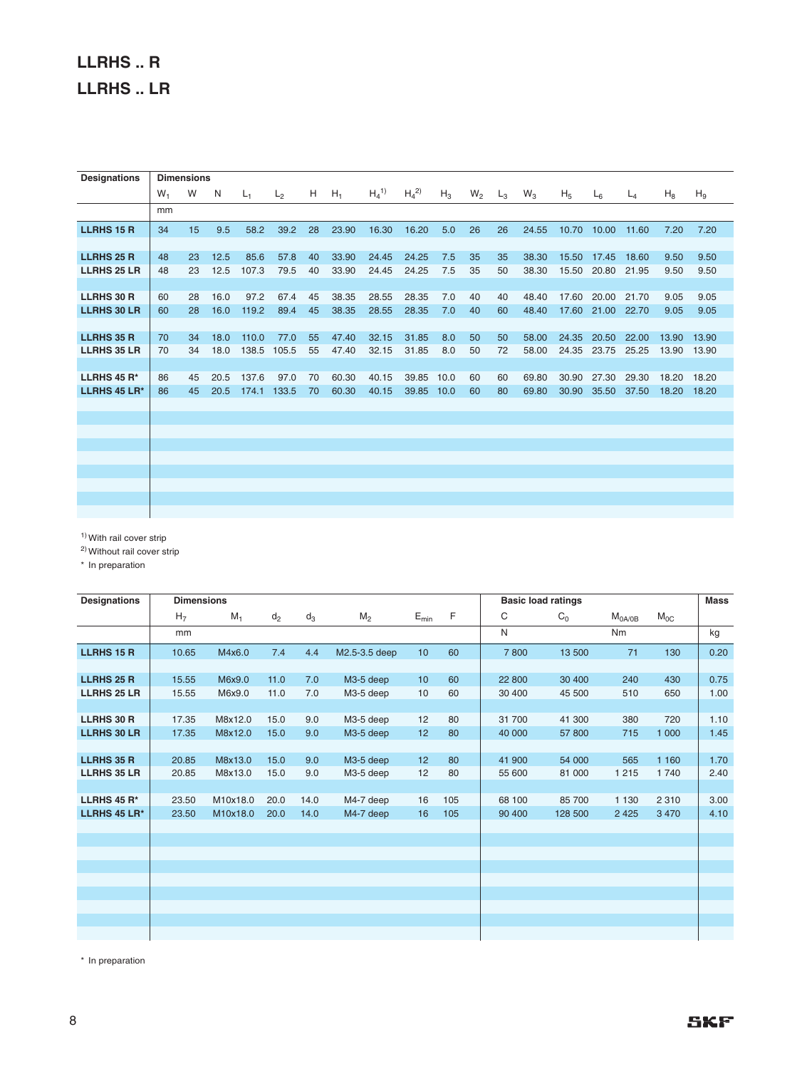# LLRHS .. R

# LLRHS .. LR

| Designations | Dimensions | | | | | | | | | | | | | | | | | | |
|---|---|---|---|---|---|---|---|---|---|---|---|---|---|---|---|---|---|---|---|
| | $W_1$ | W | N | $L_1$ | $L_2$ | H | $H_1$ | $H_4$ [1] | $H_4$ [2] | $H_3$ | $W_2$ | $L_3$ | $W_3$ | $H_5$ | $L_6$ | $L_4$ | $H_8$ | $H_9$ |
| | mm | | | | | | | | | | | | | | | | | | |
| **LLRHS 15 R** | 34 | 15 | 9.5 | 58.2 | 39.2 | 28 | 23.90 | 16.30 | 16.20 | 5.0 | 26 | 26 | 24.55 | 10.70 | 10.00 | 11.60 | 7.20 | 7.20 |
| **LLRHS 25 R** | 48 | 23 | 12.5 | 85.6 | 57.8 | 40 | 33.90 | 24.45 | 24.25 | 7.5 | 35 | 35 | 38.30 | 15.50 | 17.45 | 18.60 | 9.50 | 9.50 |
| **LLRHS 25 LR** | 48 | 23 | 12.5 | 107.3 | 79.5 | 40 | 33.90 | 24.45 | 24.25 | 7.5 | 35 | 50 | 38.30 | 15.50 | 20.80 | 21.95 | 9.50 | 9.50 |
| **LLRHS 30 R** | 60 | 28 | 16.0 | 97.2 | 67.4 | 45 | 38.35 | 28.55 | 28.35 | 7.0 | 40 | 40 | 48.40 | 17.60 | 20.00 | 21.70 | 9.05 | 9.05 |
| **LLRHS 30 LR** | 60 | 28 | 16.0 | 119.2 | 89.4 | 45 | 38.35 | 28.55 | 28.35 | 7.0 | 40 | 60 | 48.40 | 17.60 | 21.00 | 22.70 | 9.05 | 9.05 |
| **LLRHS 35 R** | 70 | 34 | 18.0 | 110.0 | 77.0 | 55 | 47.40 | 32.15 | 31.85 | 8.0 | 50 | 50 | 58.00 | 24.35 | 20.50 | 22.00 | 13.90 | 13.90 |
| **LLRHS 35 LR** | 70 | 34 | 18.0 | 138.5 | 105.5 | 55 | 47.40 | 32.15 | 31.85 | 8.0 | 50 | 72 | 58.00 | 24.35 | 23.75 | 25.25 | 13.90 | 13.90 |
| **LLRHS 45 R*** | 86 | 45 | 20.5 | 137.6 | 97.0 | 70 | 60.30 | 40.15 | 39.85 | 10.0 | 60 | 60 | 69.80 | 30.90 | 27.30 | 29.30 | 18.20 | 18.20 |
| **LLRHS 45 LR*** | 86 | 45 | 20.5 | 174.1 | 133.5 | 70 | 60.30 | 40.15 | 39.85 | 10.0 | 60 | 80 | 69.80 | 30.90 | 35.50 | 37.50 | 18.20 | 18.20 |

[1] With rail cover strip
[2] Without rail cover strip
* In preparation

| Designations | Dimensions | | | | | | | Basic load ratings | | | | Mass |
|---|---|---|---|---|---|---|---|---|---|---|---|---|
| | $H_7$ | $M_1$ | $d_2$ | $d_3$ | $M_2$ | $E_{min}$ | F | C | $C_0$ | $M_{0A/0B}$ | $M_{0C}$ | |
| | mm | | | | | | | N | | Nm | | kg |
| **LLRHS 15 R** | 10.65 | M4x6.0 | 7.4 | 4.4 | M2.5-3.5 deep | 10 | 60 | 7 800 | 13 500 | 71 | 130 | 0.20 |
| **LLRHS 25 R** | 15.55 | M6x9.0 | 11.0 | 7.0 | M3-5 deep | 10 | 60 | 22 800 | 30 400 | 240 | 430 | 0.75 |
| **LLRHS 25 LR** | 15.55 | M6x9.0 | 11.0 | 7.0 | M3-5 deep | 10 | 60 | 30 400 | 45 500 | 510 | 650 | 1.00 |
| **LLRHS 30 R** | 17.35 | M8x12.0 | 15.0 | 9.0 | M3-5 deep | 12 | 80 | 31 700 | 41 300 | 380 | 720 | 1.10 |
| **LLRHS 30 LR** | 17.35 | M8x12.0 | 15.0 | 9.0 | M3-5 deep | 12 | 80 | 40 000 | 57 800 | 715 | 1 000 | 1.45 |
| **LLRHS 35 R** | 20.85 | M8x13.0 | 15.0 | 9.0 | M3-5 deep | 12 | 80 | 41 900 | 54 000 | 565 | 1 160 | 1.70 |
| **LLRHS 35 LR** | 20.85 | M8x13.0 | 15.0 | 9.0 | M3-5 deep | 12 | 80 | 55 600 | 81 000 | 1 215 | 1 740 | 2.40 |
| **LLRHS 45 R*** | 23.50 | M10x18.0 | 20.0 | 14.0 | M4-7 deep | 16 | 105 | 68 100 | 85 700 | 1 130 | 2 310 | 3.00 |
| **LLRHS 45 LR*** | 23.50 | M10x18.0 | 20.0 | 14.0 | M4-7 deep | 16 | 105 | 90 400 | 128 500 | 2 425 | 3 470 | 4.10 |

* In preparation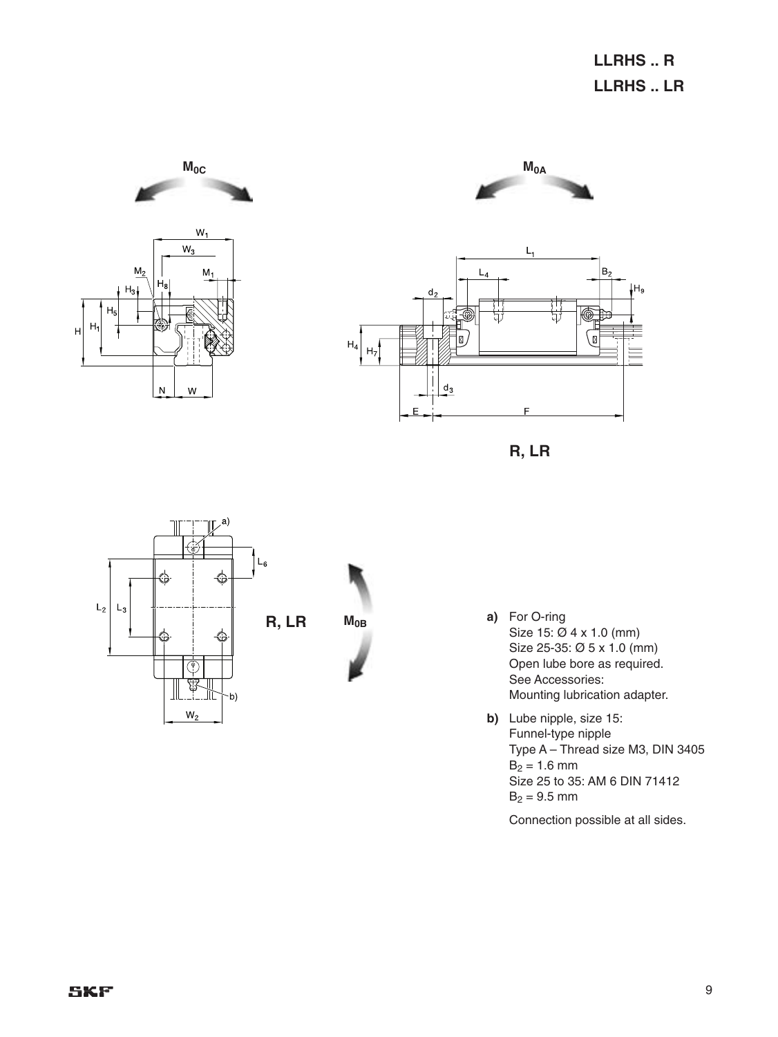# LLRHS .. R
# LLRHS .. LR

$M_{0C}$

$M_{0A}$

R, LR

R, LR

$M_{0B}$

**a)** For O-ring
Size 15: Ø 4 x 1.0 (mm)
Size 25-35: Ø 5 x 1.0 (mm)
Open lube bore as required.
See Accessories:
Mounting lubrication adapter.

**b)** Lube nipple, size 15:
Funnel-type nipple
Type A – Thread size M3, DIN 3405
$B_2$ = 1.6 mm
Size 25 to 35: AM 6 DIN 71412
$B_2$ = 9.5 mm

Connection possible at all sides.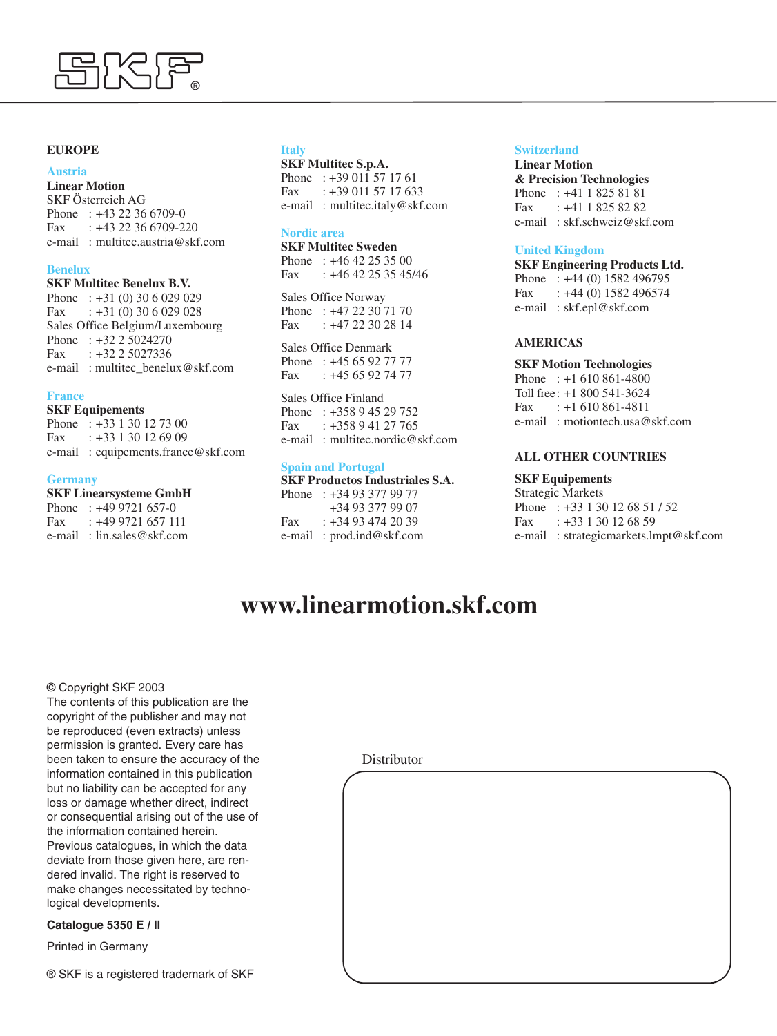SKF®

## EUROPE

### Austria

**Linear Motion**
SKF Österreich AG
Phone : +43 22 36 6709-0
Fax : +43 22 36 6709-220
e-mail : multitec.austria@skf.com

### Benelux

**SKF Multitec Benelux B.V.**
Phone : +31 (0) 30 6 029 029
Fax : +31 (0) 30 6 029 028
Sales Office Belgium/Luxembourg
Phone : +32 2 5024270
Fax : +32 2 5027336
e-mail : multitec_benelux@skf.com

### France

**SKF Equipements**
Phone : +33 1 30 12 73 00
Fax : +33 1 30 12 69 09
e-mail : equipements.france@skf.com

### Germany

**SKF Linearsysteme GmbH**
Phone : +49 9721 657-0
Fax : +49 9721 657 111
e-mail : lin.sales@skf.com

### Italy

**SKF Multitec S.p.A.**
Phone : +39 011 57 17 61
Fax : +39 011 57 17 633
e-mail : multitec.italy@skf.com

### Nordic area

**SKF Multitec Sweden**
Phone : +46 42 25 35 00
Fax : +46 42 25 35 45/46

Sales Office Norway
Phone : +47 22 30 71 70
Fax : +47 22 30 28 14

Sales Office Denmark
Phone : +45 65 92 77 77
Fax : +45 65 92 74 77

Sales Office Finland
Phone : +358 9 45 29 752
Fax : +358 9 41 27 765
e-mail : multitec.nordic@skf.com

### Spain and Portugal

**SKF Productos Industriales S.A.**
Phone : +34 93 377 99 77
+34 93 377 99 07
Fax : +34 93 474 20 39
e-mail : prod.ind@skf.com

### Switzerland

**Linear Motion**
**& Precision Technologies**
Phone : +41 1 825 81 81
Fax : +41 1 825 82 82
e-mail : skf.schweiz@skf.com

### United Kingdom

**SKF Engineering Products Ltd.**
Phone : +44 (0) 1582 496795
Fax : +44 (0) 1582 496574
e-mail : skf.epl@skf.com

## AMERICAS

**SKF Motion Technologies**
Phone : +1 610 861-4800
Toll free : +1 800 541-3624
Fax : +1 610 861-4811
e-mail : motiontech.usa@skf.com

## ALL OTHER COUNTRIES

**SKF Equipements**
Strategic Markets
Phone : +33 1 30 12 68 51 / 52
Fax : +33 1 30 12 68 59
e-mail : strategicmarkets.lmpt@skf.com

**www.linearmotion.skf.com**

© Copyright SKF 2003
The contents of this publication are the copyright of the publisher and may not be reproduced (even extracts) unless permission is granted. Every care has been taken to ensure the accuracy of the information contained in this publication but no liability can be accepted for any loss or damage whether direct, indirect or consequential arising out of the use of the information contained herein. Previous catalogues, in which the data deviate from those given here, are rendered invalid. The right is reserved to make changes necessitated by technological developments.

**Catalogue 5350 E / II**

Printed in Germany

® SKF is a registered trademark of SKF

Distributor